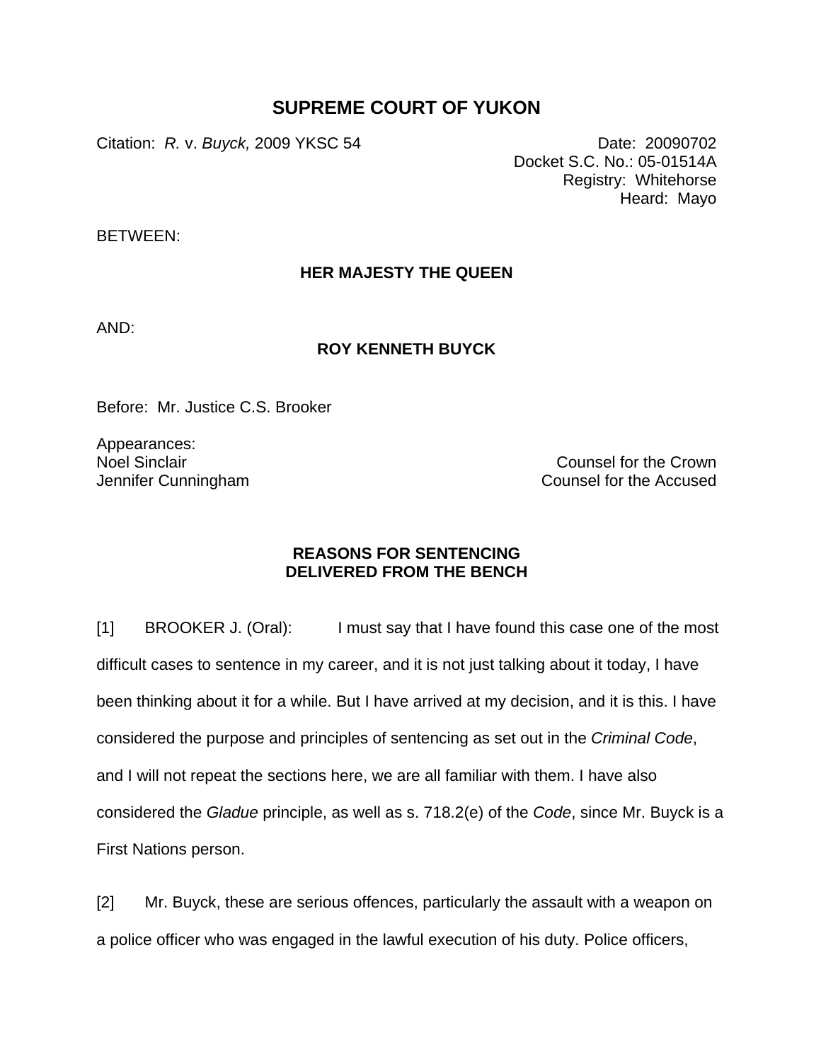# SUPREME COURT OF YUKON

Citation: *R.* v. *Buyck,* 2009 YKSC 54

Date: 20090702
Docket S.C. No.: 05-01514A
Registry: Whitehorse
Heard: Mayo

BETWEEN:

**HER MAJESTY THE QUEEN**

AND:

**ROY KENNETH BUYCK**

Before: Mr. Justice C.S. Brooker

Appearances:
Noel Sinclair — Counsel for the Crown
Jennifer Cunningham — Counsel for the Accused

## REASONS FOR SENTENCING DELIVERED FROM THE BENCH

[1] BROOKER J. (Oral): I must say that I have found this case one of the most difficult cases to sentence in my career, and it is not just talking about it today, I have been thinking about it for a while. But I have arrived at my decision, and it is this. I have considered the purpose and principles of sentencing as set out in the *Criminal Code*, and I will not repeat the sections here, we are all familiar with them. I have also considered the *Gladue* principle, as well as s. 718.2(e) of the *Code*, since Mr. Buyck is a First Nations person.

[2] Mr. Buyck, these are serious offences, particularly the assault with a weapon on a police officer who was engaged in the lawful execution of his duty. Police officers,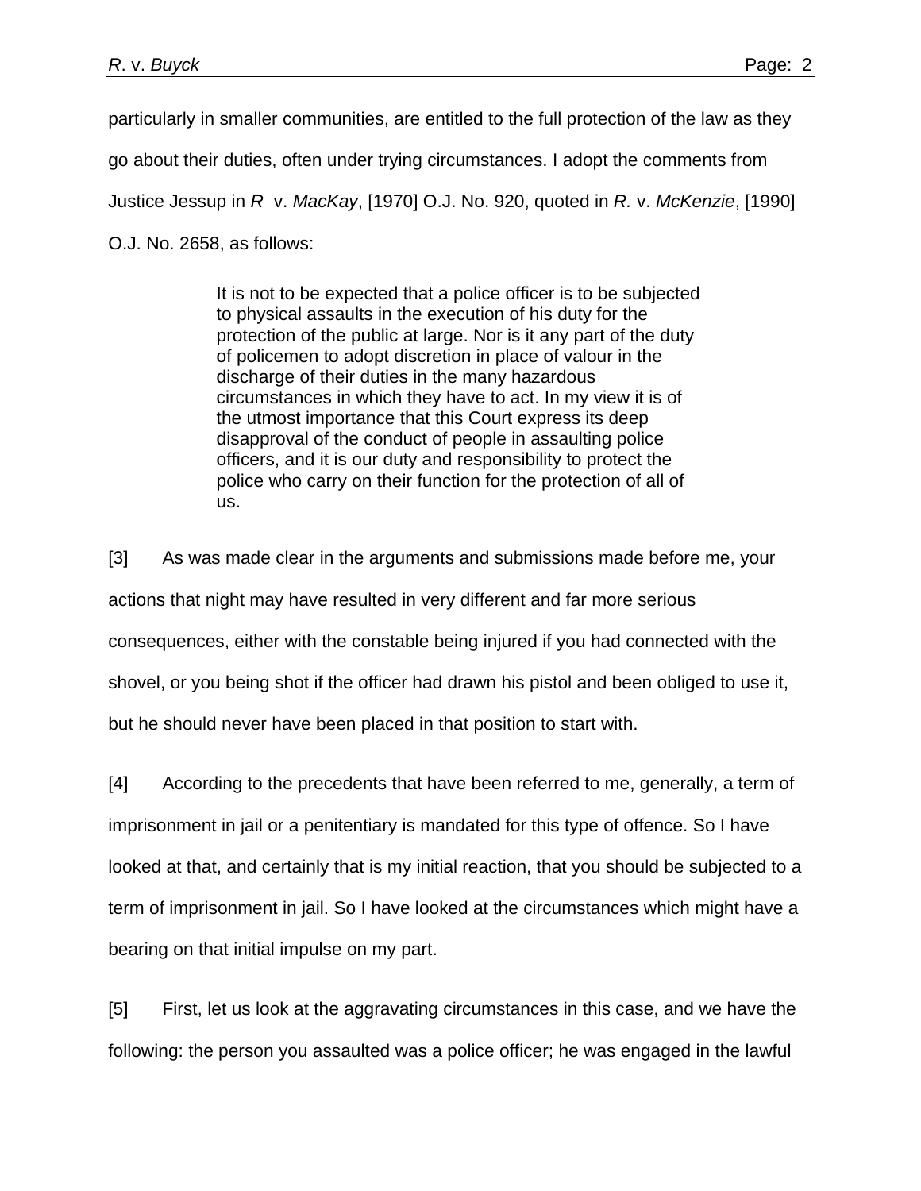particularly in smaller communities, are entitled to the full protection of the law as they go about their duties, often under trying circumstances. I adopt the comments from Justice Jessup in *R* v. *MacKay*, [1970] O.J. No. 920, quoted in *R.* v. *McKenzie*, [1990] O.J. No. 2658, as follows:

> It is not to be expected that a police officer is to be subjected to physical assaults in the execution of his duty for the protection of the public at large. Nor is it any part of the duty of policemen to adopt discretion in place of valour in the discharge of their duties in the many hazardous circumstances in which they have to act. In my view it is of the utmost importance that this Court express its deep disapproval of the conduct of people in assaulting police officers, and it is our duty and responsibility to protect the police who carry on their function for the protection of all of us.

[3] As was made clear in the arguments and submissions made before me, your actions that night may have resulted in very different and far more serious consequences, either with the constable being injured if you had connected with the shovel, or you being shot if the officer had drawn his pistol and been obliged to use it, but he should never have been placed in that position to start with.

[4] According to the precedents that have been referred to me, generally, a term of imprisonment in jail or a penitentiary is mandated for this type of offence. So I have looked at that, and certainly that is my initial reaction, that you should be subjected to a term of imprisonment in jail. So I have looked at the circumstances which might have a bearing on that initial impulse on my part.

[5] First, let us look at the aggravating circumstances in this case, and we have the following: the person you assaulted was a police officer; he was engaged in the lawful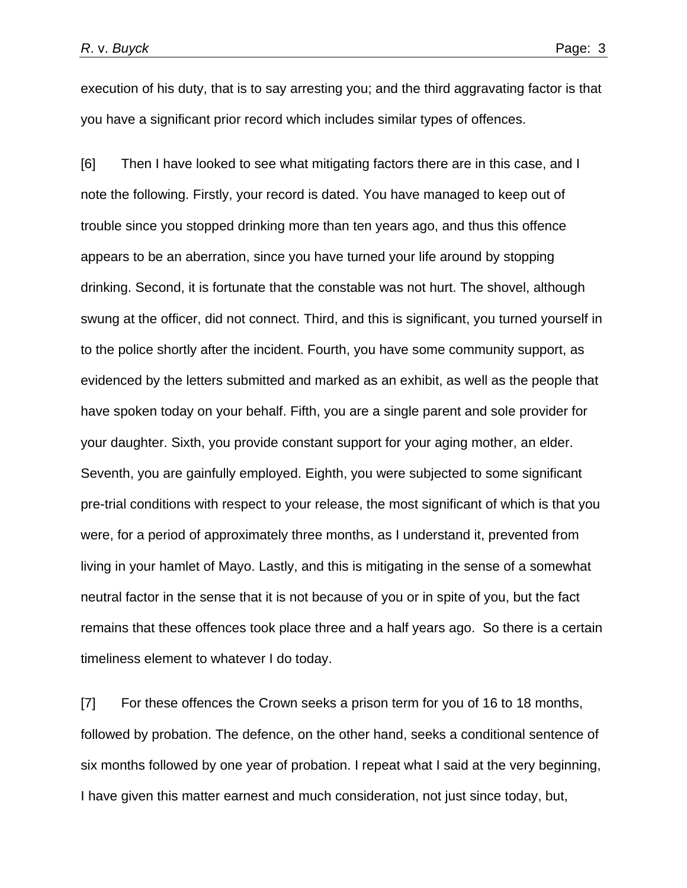execution of his duty, that is to say arresting you; and the third aggravating factor is that you have a significant prior record which includes similar types of offences.

[6] Then I have looked to see what mitigating factors there are in this case, and I note the following. Firstly, your record is dated. You have managed to keep out of trouble since you stopped drinking more than ten years ago, and thus this offence appears to be an aberration, since you have turned your life around by stopping drinking. Second, it is fortunate that the constable was not hurt. The shovel, although swung at the officer, did not connect. Third, and this is significant, you turned yourself in to the police shortly after the incident. Fourth, you have some community support, as evidenced by the letters submitted and marked as an exhibit, as well as the people that have spoken today on your behalf. Fifth, you are a single parent and sole provider for your daughter. Sixth, you provide constant support for your aging mother, an elder. Seventh, you are gainfully employed. Eighth, you were subjected to some significant pre-trial conditions with respect to your release, the most significant of which is that you were, for a period of approximately three months, as I understand it, prevented from living in your hamlet of Mayo. Lastly, and this is mitigating in the sense of a somewhat neutral factor in the sense that it is not because of you or in spite of you, but the fact remains that these offences took place three and a half years ago. So there is a certain timeliness element to whatever I do today.

[7] For these offences the Crown seeks a prison term for you of 16 to 18 months, followed by probation. The defence, on the other hand, seeks a conditional sentence of six months followed by one year of probation. I repeat what I said at the very beginning, I have given this matter earnest and much consideration, not just since today, but,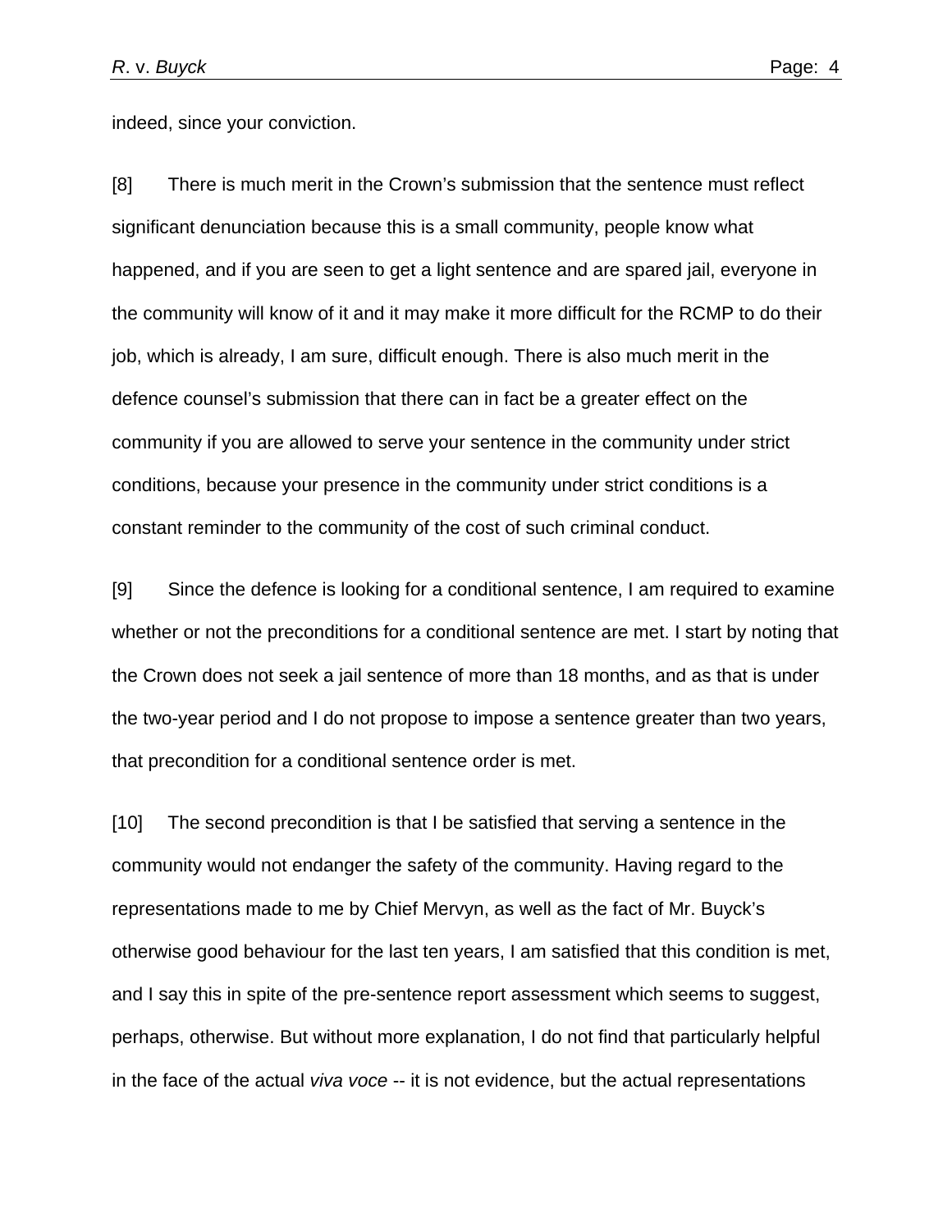indeed, since your conviction.

[8] There is much merit in the Crown's submission that the sentence must reflect significant denunciation because this is a small community, people know what happened, and if you are seen to get a light sentence and are spared jail, everyone in the community will know of it and it may make it more difficult for the RCMP to do their job, which is already, I am sure, difficult enough. There is also much merit in the defence counsel's submission that there can in fact be a greater effect on the community if you are allowed to serve your sentence in the community under strict conditions, because your presence in the community under strict conditions is a constant reminder to the community of the cost of such criminal conduct.

[9] Since the defence is looking for a conditional sentence, I am required to examine whether or not the preconditions for a conditional sentence are met. I start by noting that the Crown does not seek a jail sentence of more than 18 months, and as that is under the two-year period and I do not propose to impose a sentence greater than two years, that precondition for a conditional sentence order is met.

[10] The second precondition is that I be satisfied that serving a sentence in the community would not endanger the safety of the community. Having regard to the representations made to me by Chief Mervyn, as well as the fact of Mr. Buyck's otherwise good behaviour for the last ten years, I am satisfied that this condition is met, and I say this in spite of the pre-sentence report assessment which seems to suggest, perhaps, otherwise. But without more explanation, I do not find that particularly helpful in the face of the actual *viva voce* -- it is not evidence, but the actual representations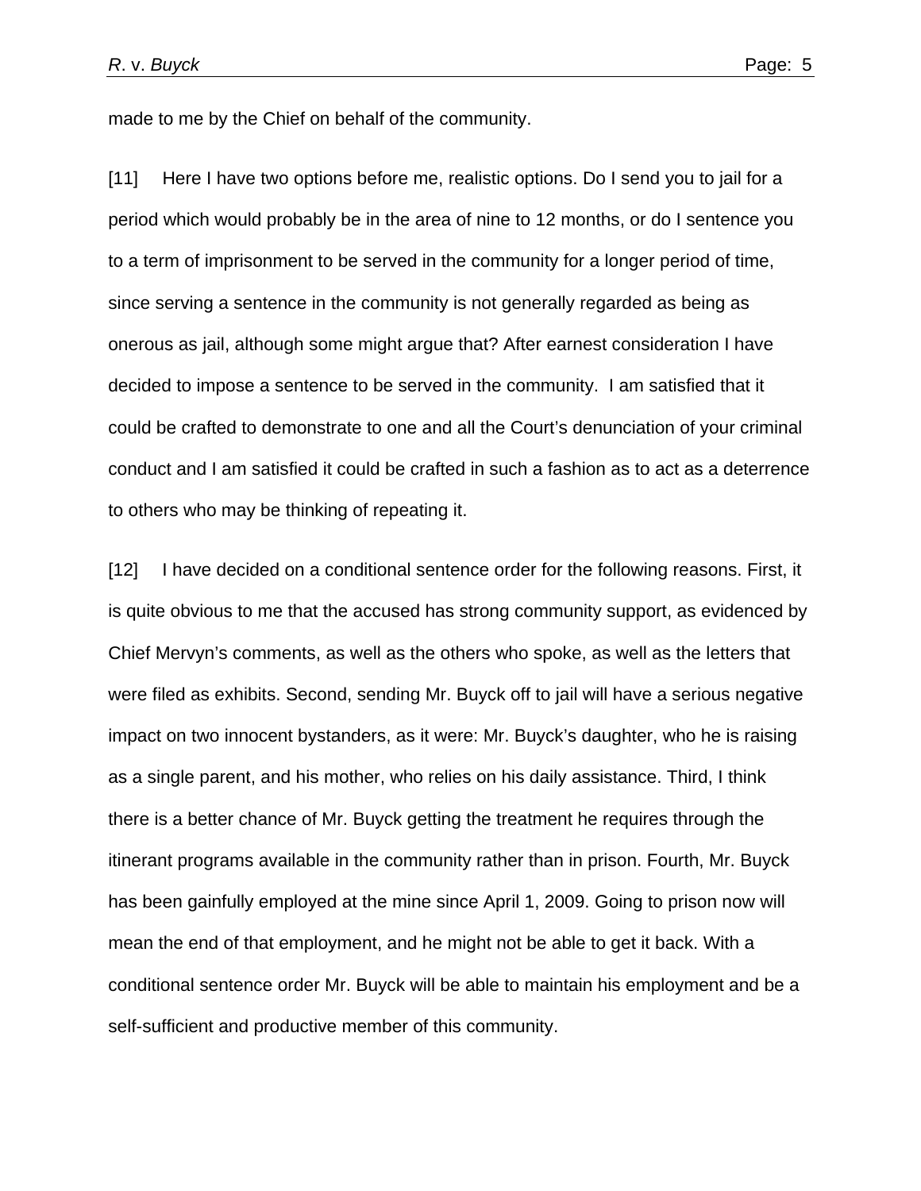made to me by the Chief on behalf of the community.

[11] Here I have two options before me, realistic options. Do I send you to jail for a period which would probably be in the area of nine to 12 months, or do I sentence you to a term of imprisonment to be served in the community for a longer period of time, since serving a sentence in the community is not generally regarded as being as onerous as jail, although some might argue that? After earnest consideration I have decided to impose a sentence to be served in the community. I am satisfied that it could be crafted to demonstrate to one and all the Court's denunciation of your criminal conduct and I am satisfied it could be crafted in such a fashion as to act as a deterrence to others who may be thinking of repeating it.

[12] I have decided on a conditional sentence order for the following reasons. First, it is quite obvious to me that the accused has strong community support, as evidenced by Chief Mervyn's comments, as well as the others who spoke, as well as the letters that were filed as exhibits. Second, sending Mr. Buyck off to jail will have a serious negative impact on two innocent bystanders, as it were: Mr. Buyck's daughter, who he is raising as a single parent, and his mother, who relies on his daily assistance. Third, I think there is a better chance of Mr. Buyck getting the treatment he requires through the itinerant programs available in the community rather than in prison. Fourth, Mr. Buyck has been gainfully employed at the mine since April 1, 2009. Going to prison now will mean the end of that employment, and he might not be able to get it back. With a conditional sentence order Mr. Buyck will be able to maintain his employment and be a self-sufficient and productive member of this community.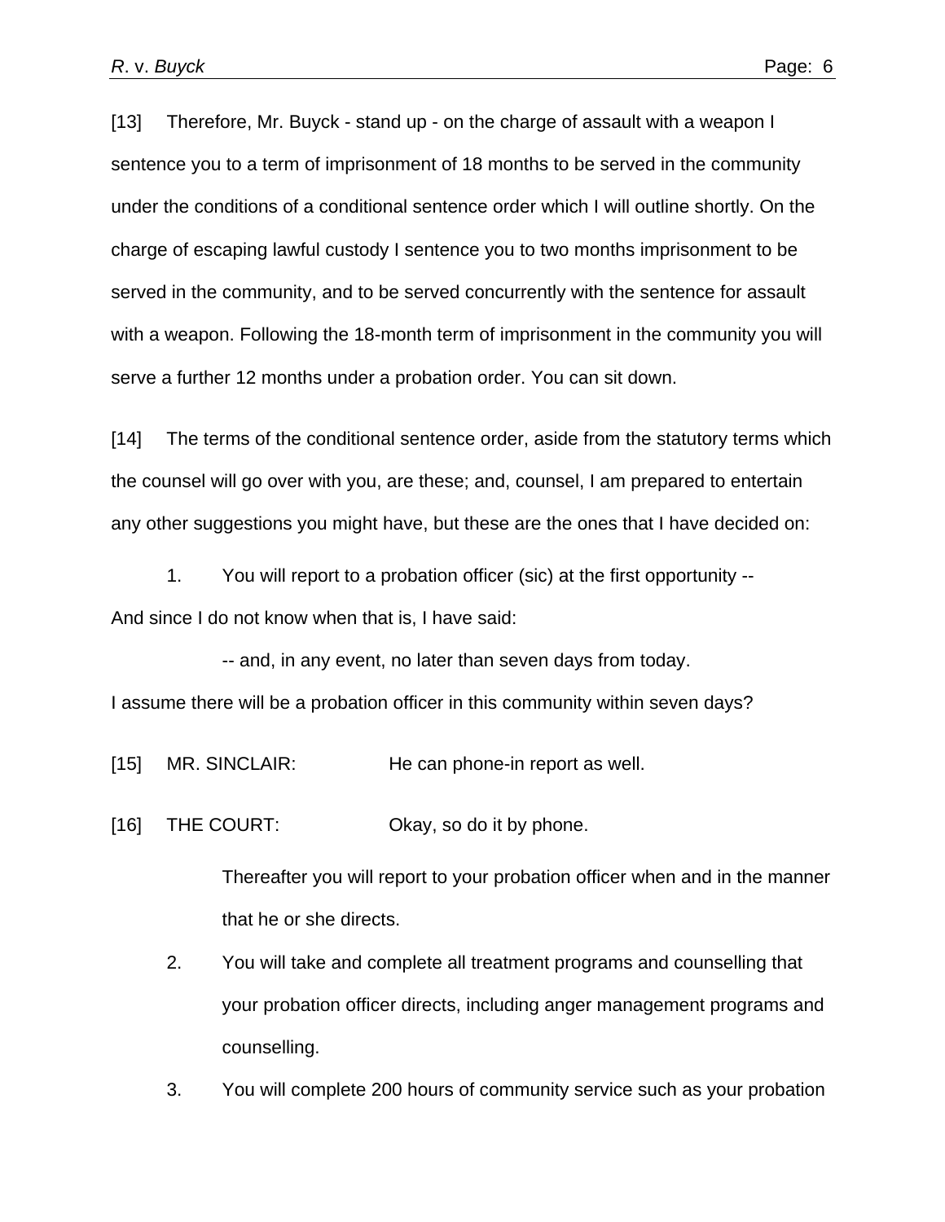[13] Therefore, Mr. Buyck - stand up - on the charge of assault with a weapon I sentence you to a term of imprisonment of 18 months to be served in the community under the conditions of a conditional sentence order which I will outline shortly. On the charge of escaping lawful custody I sentence you to two months imprisonment to be served in the community, and to be served concurrently with the sentence for assault with a weapon. Following the 18-month term of imprisonment in the community you will serve a further 12 months under a probation order. You can sit down.

[14] The terms of the conditional sentence order, aside from the statutory terms which the counsel will go over with you, are these; and, counsel, I am prepared to entertain any other suggestions you might have, but these are the ones that I have decided on:

> 1. You will report to a probation officer (sic) at the first opportunity --

And since I do not know when that is, I have said:

> -- and, in any event, no later than seven days from today.

I assume there will be a probation officer in this community within seven days?

[15] MR. SINCLAIR: He can phone-in report as well.

[16] THE COURT: Okay, so do it by phone.

> Thereafter you will report to your probation officer when and in the manner that he or she directs.
>
> 2. You will take and complete all treatment programs and counselling that your probation officer directs, including anger management programs and counselling.
>
> 3. You will complete 200 hours of community service such as your probation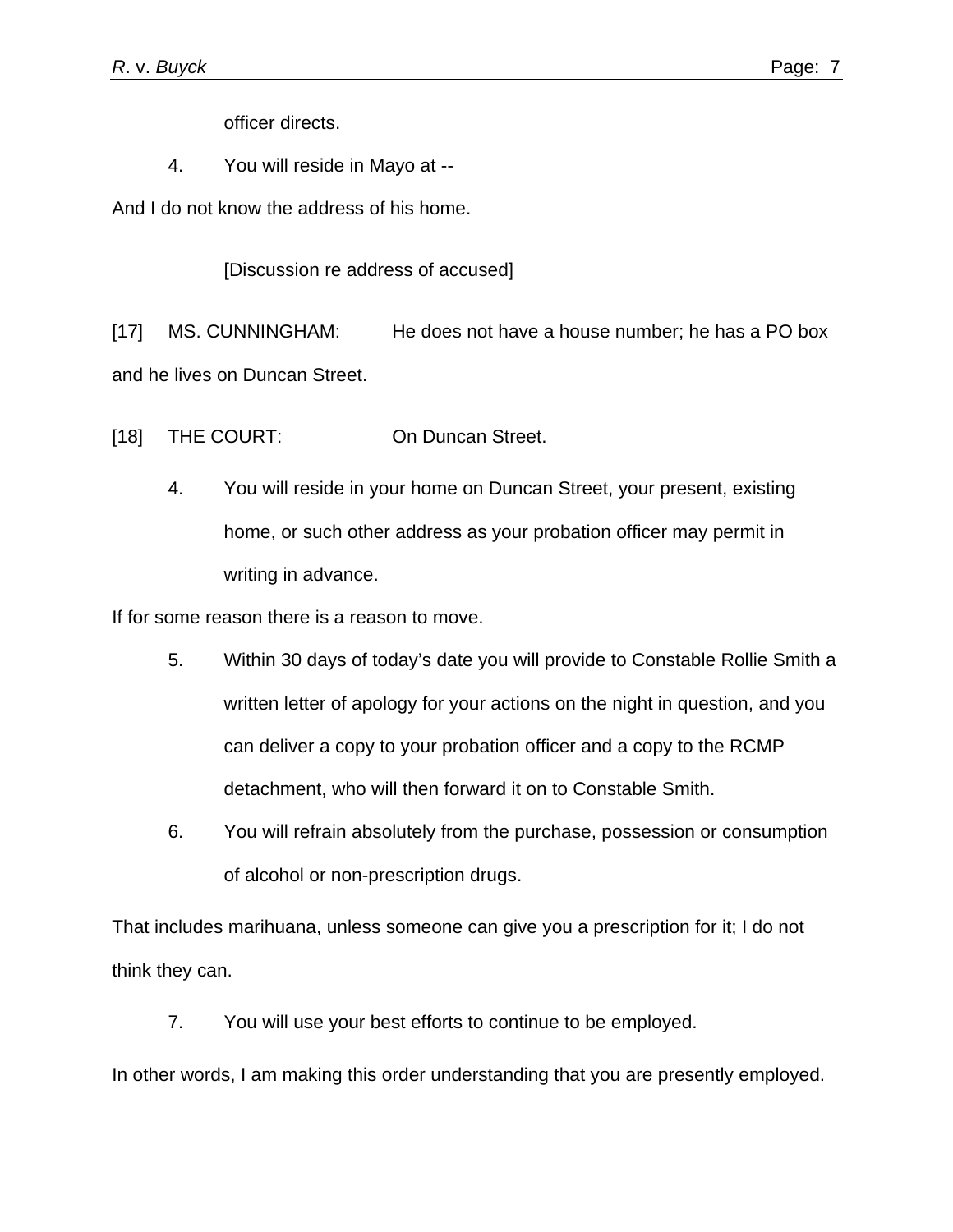officer directs.

4. You will reside in Mayo at --

And I do not know the address of his home.

[Discussion re address of accused]

[17] MS. CUNNINGHAM: He does not have a house number; he has a PO box and he lives on Duncan Street.

[18] THE COURT: On Duncan Street.

4. You will reside in your home on Duncan Street, your present, existing home, or such other address as your probation officer may permit in writing in advance.

If for some reason there is a reason to move.

5. Within 30 days of today's date you will provide to Constable Rollie Smith a written letter of apology for your actions on the night in question, and you can deliver a copy to your probation officer and a copy to the RCMP detachment, who will then forward it on to Constable Smith.

6. You will refrain absolutely from the purchase, possession or consumption of alcohol or non-prescription drugs.

That includes marihuana, unless someone can give you a prescription for it; I do not think they can.

7. You will use your best efforts to continue to be employed.

In other words, I am making this order understanding that you are presently employed.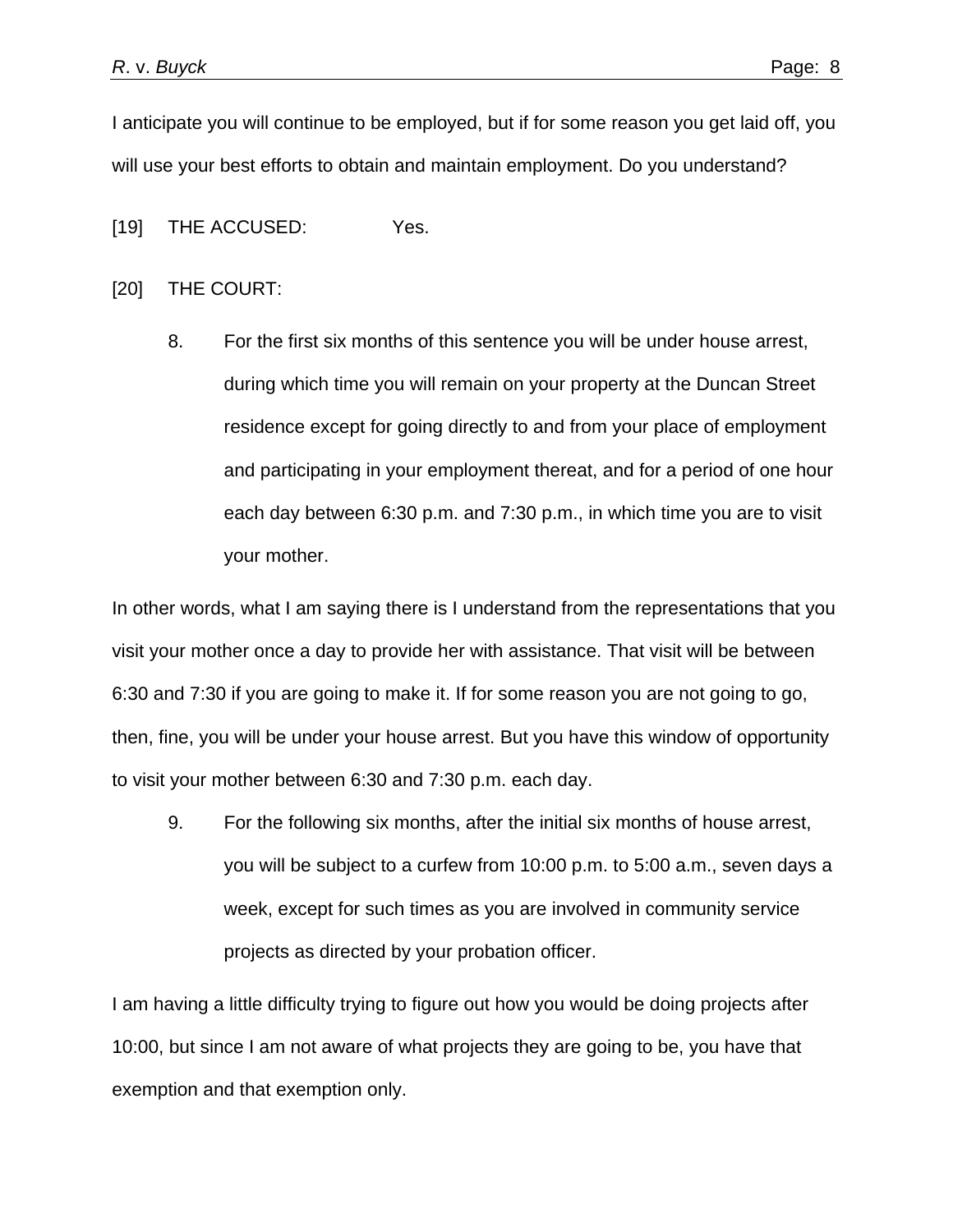I anticipate you will continue to be employed, but if for some reason you get laid off, you will use your best efforts to obtain and maintain employment. Do you understand?

[19] THE ACCUSED: Yes.

[20] THE COURT:

> 8. For the first six months of this sentence you will be under house arrest, during which time you will remain on your property at the Duncan Street residence except for going directly to and from your place of employment and participating in your employment thereat, and for a period of one hour each day between 6:30 p.m. and 7:30 p.m., in which time you are to visit your mother.

In other words, what I am saying there is I understand from the representations that you visit your mother once a day to provide her with assistance. That visit will be between 6:30 and 7:30 if you are going to make it. If for some reason you are not going to go, then, fine, you will be under your house arrest. But you have this window of opportunity to visit your mother between 6:30 and 7:30 p.m. each day.

> 9. For the following six months, after the initial six months of house arrest, you will be subject to a curfew from 10:00 p.m. to 5:00 a.m., seven days a week, except for such times as you are involved in community service projects as directed by your probation officer.

I am having a little difficulty trying to figure out how you would be doing projects after 10:00, but since I am not aware of what projects they are going to be, you have that exemption and that exemption only.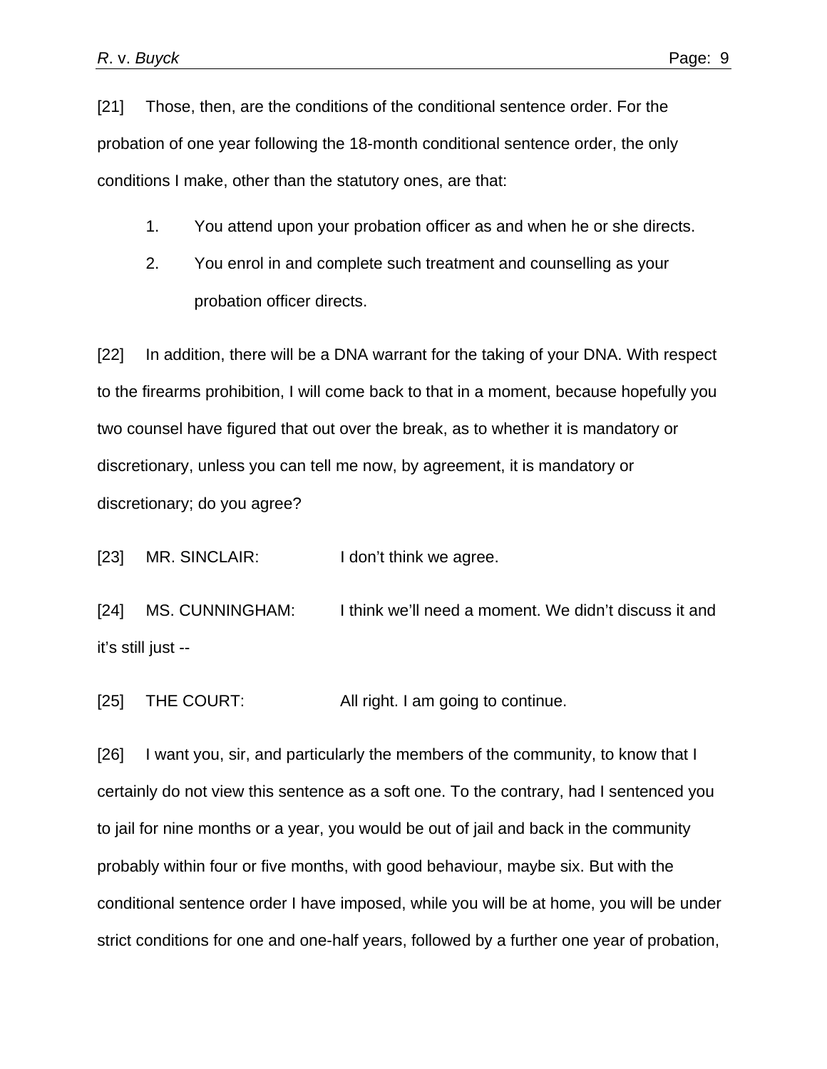[21] Those, then, are the conditions of the conditional sentence order. For the probation of one year following the 18-month conditional sentence order, the only conditions I make, other than the statutory ones, are that:

1. You attend upon your probation officer as and when he or she directs.
2. You enrol in and complete such treatment and counselling as your probation officer directs.

[22] In addition, there will be a DNA warrant for the taking of your DNA. With respect to the firearms prohibition, I will come back to that in a moment, because hopefully you two counsel have figured that out over the break, as to whether it is mandatory or discretionary, unless you can tell me now, by agreement, it is mandatory or discretionary; do you agree?

[23] MR. SINCLAIR: I don't think we agree.

[24] MS. CUNNINGHAM: I think we'll need a moment. We didn't discuss it and it's still just --

[25] THE COURT: All right. I am going to continue.

[26] I want you, sir, and particularly the members of the community, to know that I certainly do not view this sentence as a soft one. To the contrary, had I sentenced you to jail for nine months or a year, you would be out of jail and back in the community probably within four or five months, with good behaviour, maybe six. But with the conditional sentence order I have imposed, while you will be at home, you will be under strict conditions for one and one-half years, followed by a further one year of probation,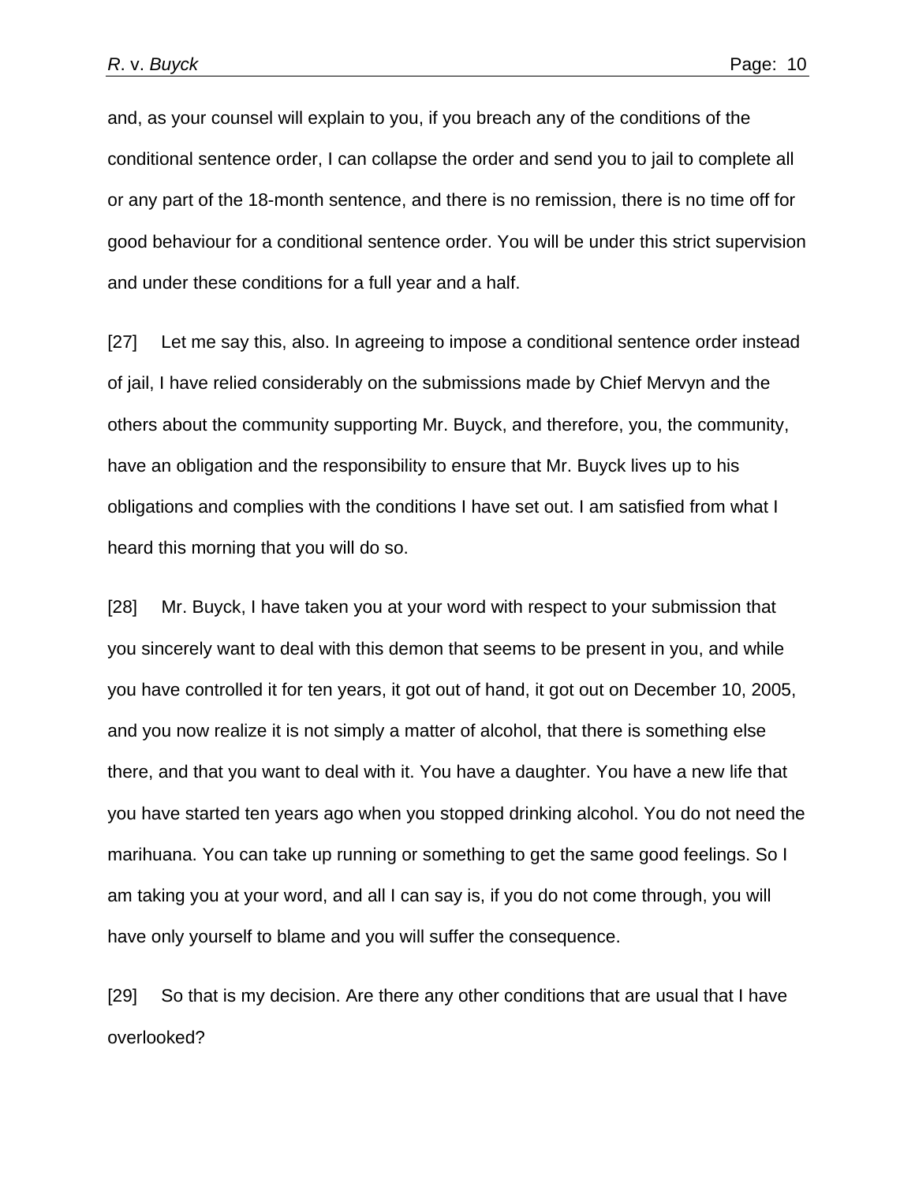and, as your counsel will explain to you, if you breach any of the conditions of the conditional sentence order, I can collapse the order and send you to jail to complete all or any part of the 18-month sentence, and there is no remission, there is no time off for good behaviour for a conditional sentence order. You will be under this strict supervision and under these conditions for a full year and a half.

[27] Let me say this, also. In agreeing to impose a conditional sentence order instead of jail, I have relied considerably on the submissions made by Chief Mervyn and the others about the community supporting Mr. Buyck, and therefore, you, the community, have an obligation and the responsibility to ensure that Mr. Buyck lives up to his obligations and complies with the conditions I have set out. I am satisfied from what I heard this morning that you will do so.

[28] Mr. Buyck, I have taken you at your word with respect to your submission that you sincerely want to deal with this demon that seems to be present in you, and while you have controlled it for ten years, it got out of hand, it got out on December 10, 2005, and you now realize it is not simply a matter of alcohol, that there is something else there, and that you want to deal with it. You have a daughter. You have a new life that you have started ten years ago when you stopped drinking alcohol. You do not need the marihuana. You can take up running or something to get the same good feelings. So I am taking you at your word, and all I can say is, if you do not come through, you will have only yourself to blame and you will suffer the consequence.

[29] So that is my decision. Are there any other conditions that are usual that I have overlooked?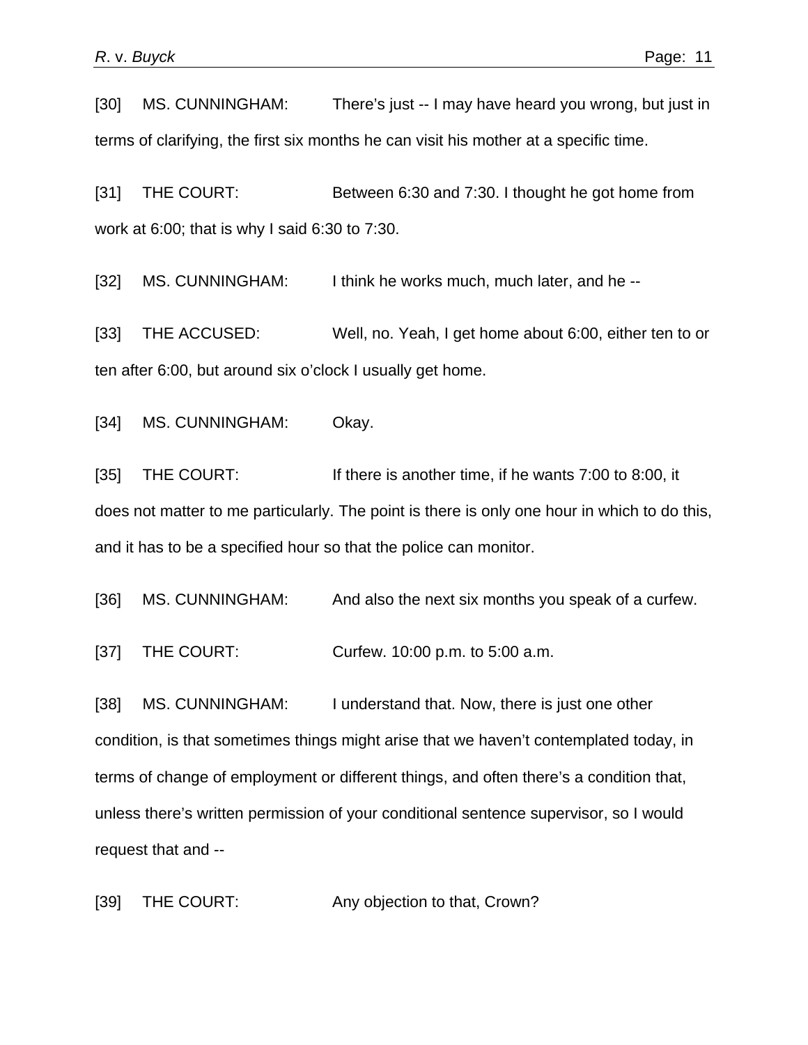[30] MS. CUNNINGHAM: There's just -- I may have heard you wrong, but just in terms of clarifying, the first six months he can visit his mother at a specific time.

[31] THE COURT: Between 6:30 and 7:30. I thought he got home from work at 6:00; that is why I said 6:30 to 7:30.

[32] MS. CUNNINGHAM: I think he works much, much later, and he --

[33] THE ACCUSED: Well, no. Yeah, I get home about 6:00, either ten to or ten after 6:00, but around six o'clock I usually get home.

[34] MS. CUNNINGHAM: Okay.

[35] THE COURT: If there is another time, if he wants 7:00 to 8:00, it does not matter to me particularly. The point is there is only one hour in which to do this, and it has to be a specified hour so that the police can monitor.

[36] MS. CUNNINGHAM: And also the next six months you speak of a curfew.

[37] THE COURT: Curfew. 10:00 p.m. to 5:00 a.m.

[38] MS. CUNNINGHAM: I understand that. Now, there is just one other condition, is that sometimes things might arise that we haven't contemplated today, in terms of change of employment or different things, and often there's a condition that, unless there's written permission of your conditional sentence supervisor, so I would request that and --

[39] THE COURT: Any objection to that, Crown?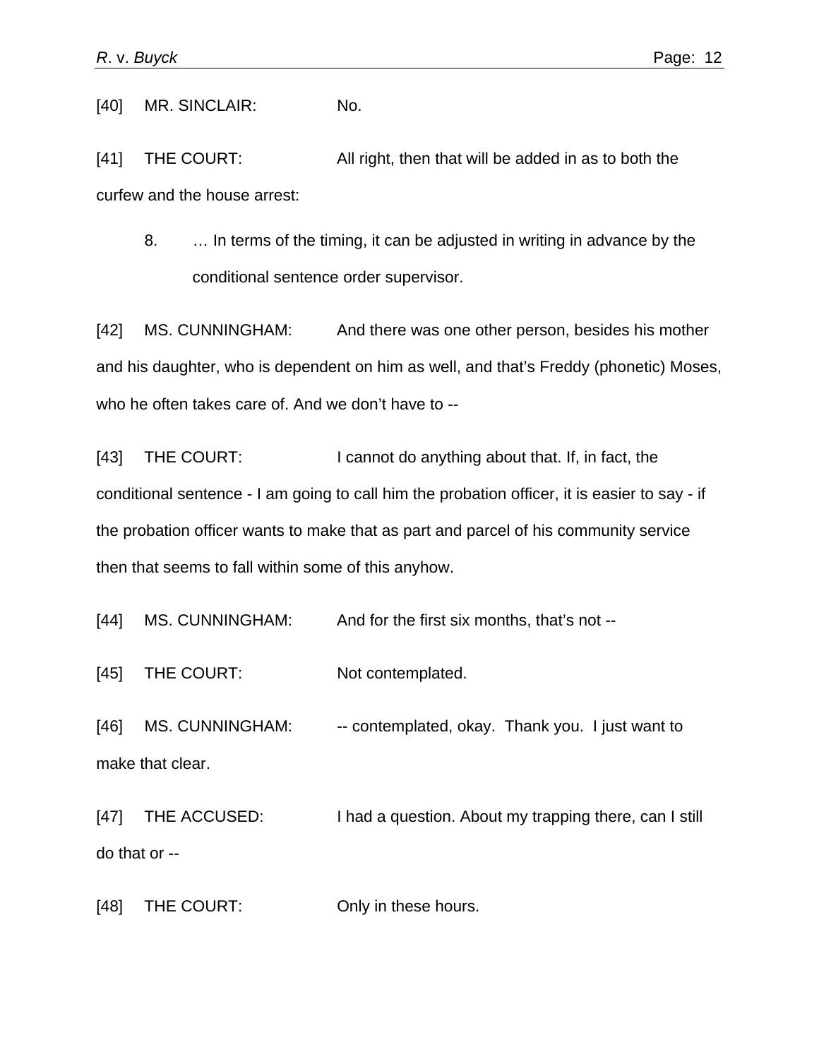[40] MR. SINCLAIR: No.

[41] THE COURT: All right, then that will be added in as to both the curfew and the house arrest:

> 8. … In terms of the timing, it can be adjusted in writing in advance by the conditional sentence order supervisor.

[42] MS. CUNNINGHAM: And there was one other person, besides his mother and his daughter, who is dependent on him as well, and that's Freddy (phonetic) Moses, who he often takes care of. And we don't have to --

[43] THE COURT: I cannot do anything about that. If, in fact, the conditional sentence - I am going to call him the probation officer, it is easier to say - if the probation officer wants to make that as part and parcel of his community service then that seems to fall within some of this anyhow.

[44] MS. CUNNINGHAM: And for the first six months, that's not --

[45] THE COURT: Not contemplated.

[46] MS. CUNNINGHAM: -- contemplated, okay. Thank you. I just want to make that clear.

[47] THE ACCUSED: I had a question. About my trapping there, can I still do that or --

[48] THE COURT: Only in these hours.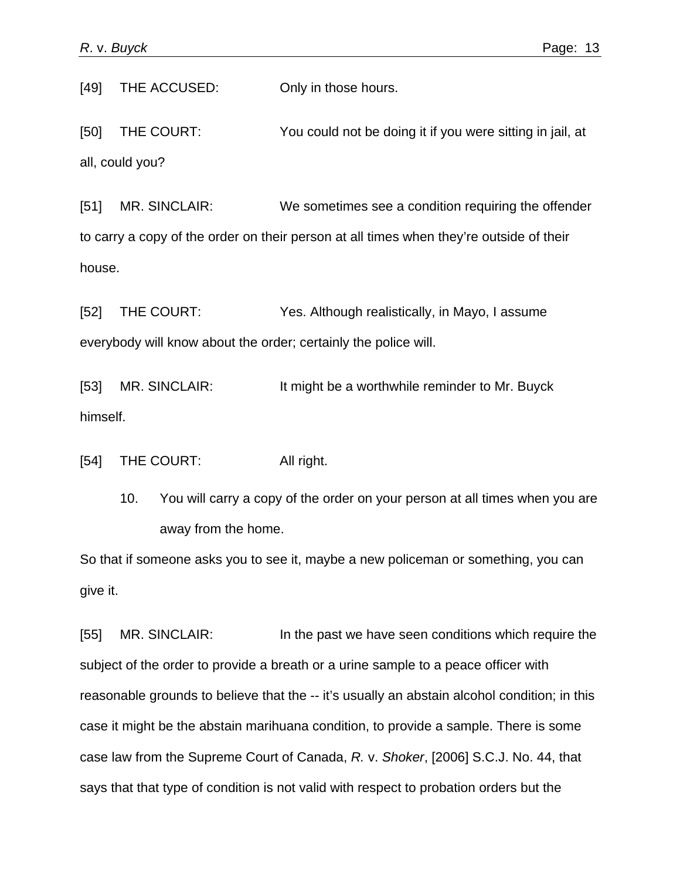[49] THE ACCUSED: Only in those hours.

[50] THE COURT: You could not be doing it if you were sitting in jail, at all, could you?

[51] MR. SINCLAIR: We sometimes see a condition requiring the offender to carry a copy of the order on their person at all times when they're outside of their house.

[52] THE COURT: Yes. Although realistically, in Mayo, I assume everybody will know about the order; certainly the police will.

[53] MR. SINCLAIR: It might be a worthwhile reminder to Mr. Buyck himself.

[54] THE COURT: All right.

> 10. You will carry a copy of the order on your person at all times when you are away from the home.

So that if someone asks you to see it, maybe a new policeman or something, you can give it.

[55] MR. SINCLAIR: In the past we have seen conditions which require the subject of the order to provide a breath or a urine sample to a peace officer with reasonable grounds to believe that the -- it's usually an abstain alcohol condition; in this case it might be the abstain marihuana condition, to provide a sample. There is some case law from the Supreme Court of Canada, *R.* v. *Shoker*, [2006] S.C.J. No. 44, that says that that type of condition is not valid with respect to probation orders but the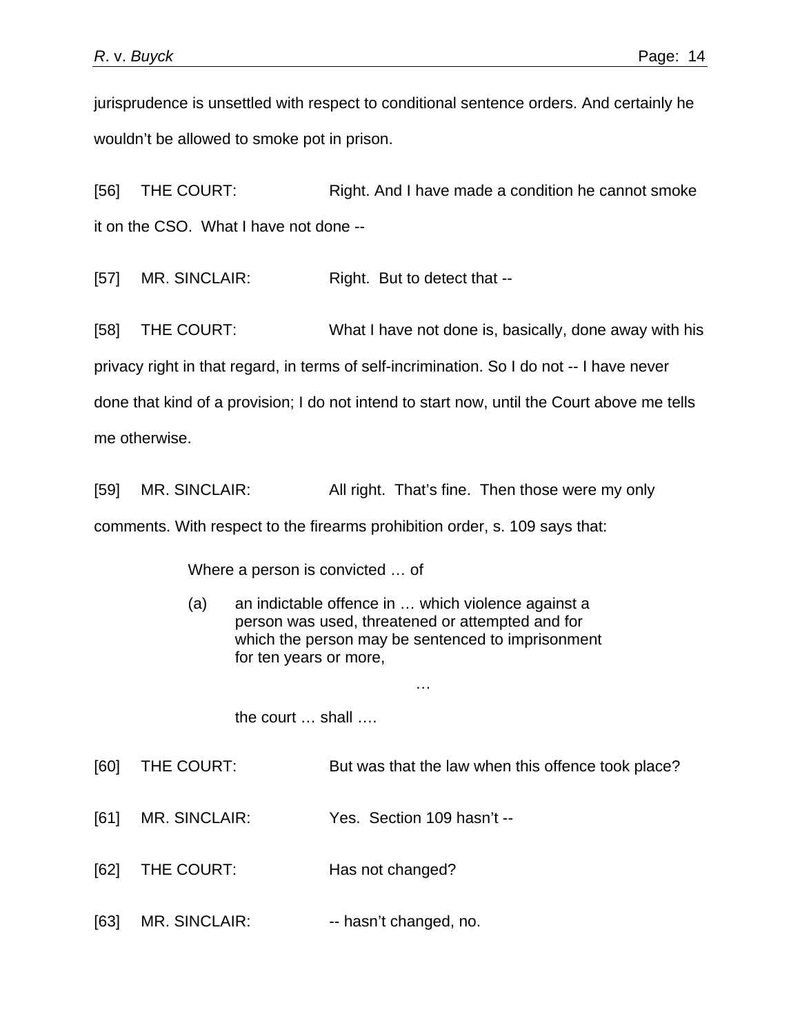jurisprudence is unsettled with respect to conditional sentence orders. And certainly he wouldn't be allowed to smoke pot in prison.

[56] THE COURT: Right. And I have made a condition he cannot smoke it on the CSO. What I have not done --

[57] MR. SINCLAIR: Right. But to detect that --

[58] THE COURT: What I have not done is, basically, done away with his privacy right in that regard, in terms of self-incrimination. So I do not -- I have never done that kind of a provision; I do not intend to start now, until the Court above me tells me otherwise.

[59] MR. SINCLAIR: All right. That's fine. Then those were my only comments. With respect to the firearms prohibition order, s. 109 says that:

> Where a person is convicted … of
>
> (a) an indictable offence in … which violence against a person was used, threatened or attempted and for which the person may be sentenced to imprisonment for ten years or more,
>
> …
>
> the court … shall ….

[60] THE COURT: But was that the law when this offence took place?

[61] MR. SINCLAIR: Yes. Section 109 hasn't --

[62] THE COURT: Has not changed?

[63] MR. SINCLAIR: -- hasn't changed, no.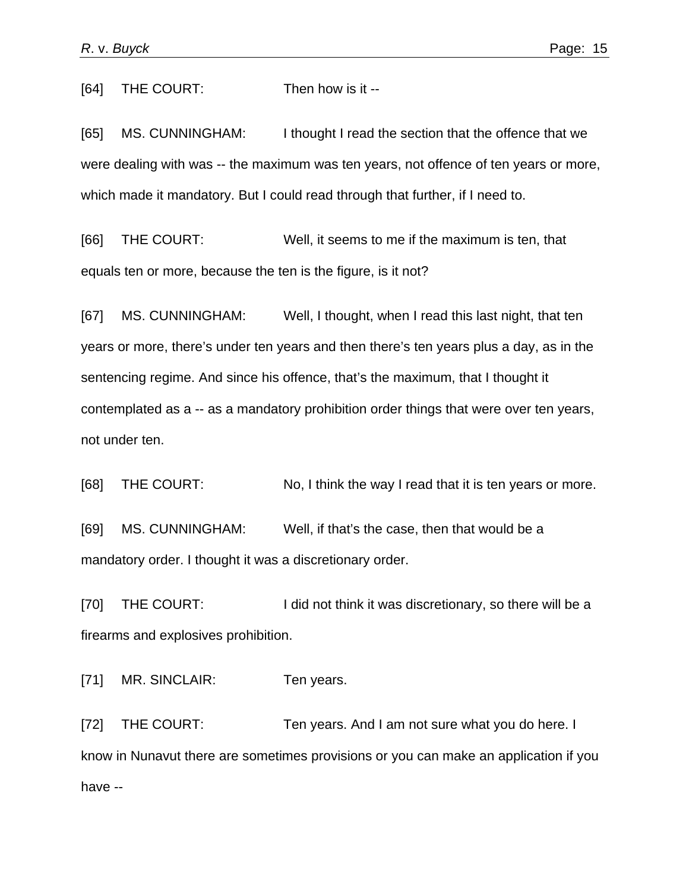[64] THE COURT: Then how is it --

[65] MS. CUNNINGHAM: I thought I read the section that the offence that we were dealing with was -- the maximum was ten years, not offence of ten years or more, which made it mandatory. But I could read through that further, if I need to.

[66] THE COURT: Well, it seems to me if the maximum is ten, that equals ten or more, because the ten is the figure, is it not?

[67] MS. CUNNINGHAM: Well, I thought, when I read this last night, that ten years or more, there's under ten years and then there's ten years plus a day, as in the sentencing regime. And since his offence, that's the maximum, that I thought it contemplated as a -- as a mandatory prohibition order things that were over ten years, not under ten.

[68] THE COURT: No, I think the way I read that it is ten years or more.

[69] MS. CUNNINGHAM: Well, if that's the case, then that would be a mandatory order. I thought it was a discretionary order.

[70] THE COURT: I did not think it was discretionary, so there will be a firearms and explosives prohibition.

[71] MR. SINCLAIR: Ten years.

[72] THE COURT: Ten years. And I am not sure what you do here. I know in Nunavut there are sometimes provisions or you can make an application if you have --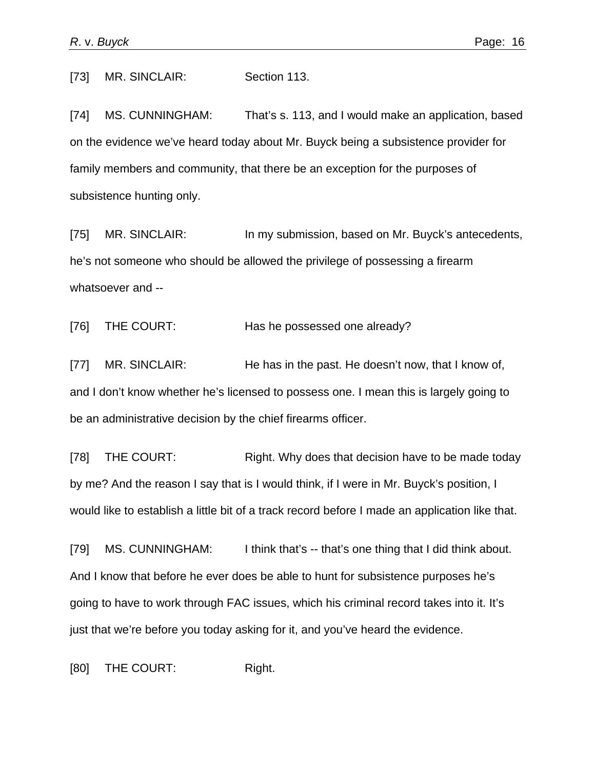[73] MR. SINCLAIR: Section 113.

[74] MS. CUNNINGHAM: That's s. 113, and I would make an application, based on the evidence we've heard today about Mr. Buyck being a subsistence provider for family members and community, that there be an exception for the purposes of subsistence hunting only.

[75] MR. SINCLAIR: In my submission, based on Mr. Buyck's antecedents, he's not someone who should be allowed the privilege of possessing a firearm whatsoever and --

[76] THE COURT: Has he possessed one already?

[77] MR. SINCLAIR: He has in the past. He doesn't now, that I know of, and I don't know whether he's licensed to possess one. I mean this is largely going to be an administrative decision by the chief firearms officer.

[78] THE COURT: Right. Why does that decision have to be made today by me? And the reason I say that is I would think, if I were in Mr. Buyck's position, I would like to establish a little bit of a track record before I made an application like that.

[79] MS. CUNNINGHAM: I think that's -- that's one thing that I did think about. And I know that before he ever does be able to hunt for subsistence purposes he's going to have to work through FAC issues, which his criminal record takes into it. It's just that we're before you today asking for it, and you've heard the evidence.

[80] THE COURT: Right.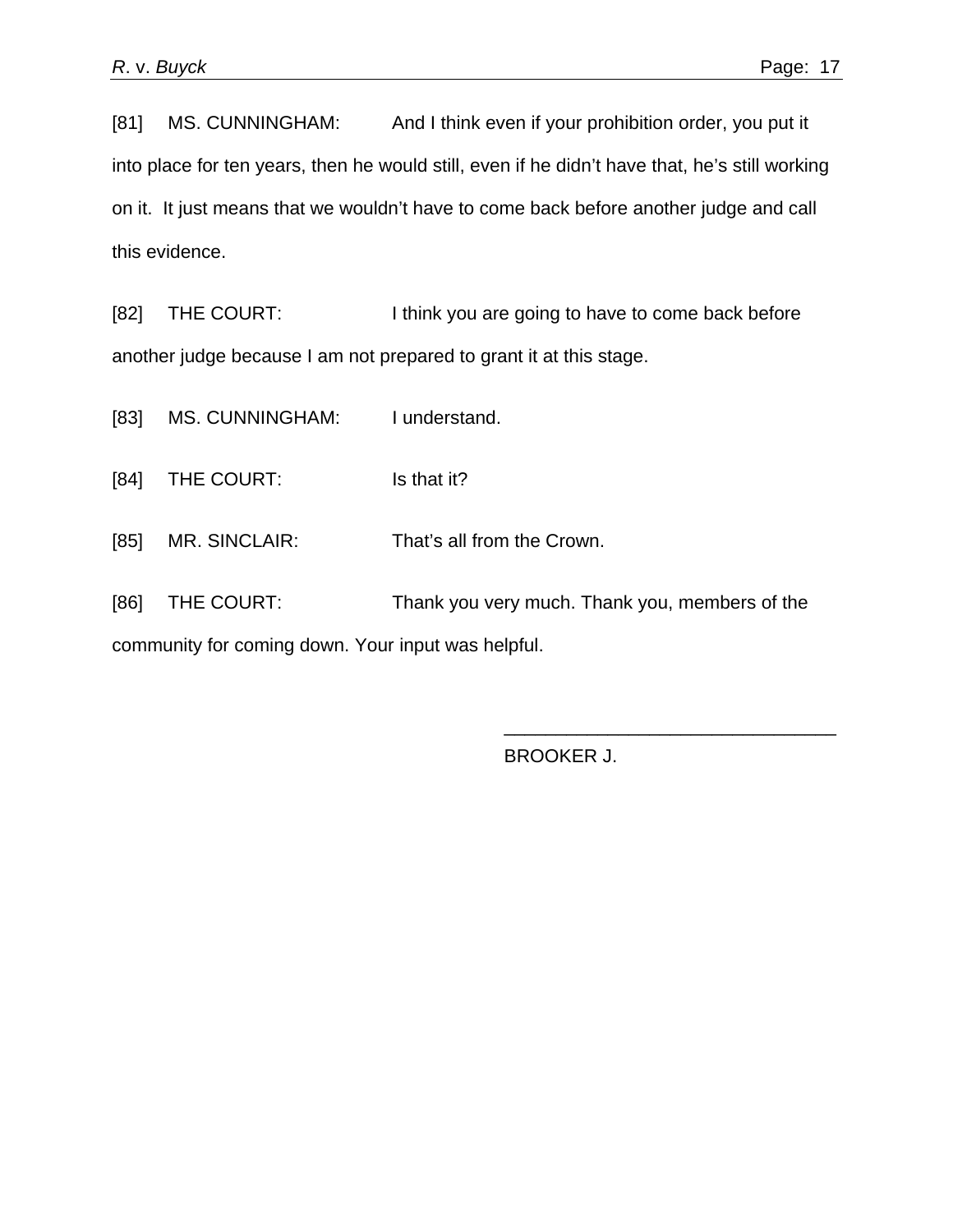[81] MS. CUNNINGHAM: And I think even if your prohibition order, you put it into place for ten years, then he would still, even if he didn't have that, he's still working on it. It just means that we wouldn't have to come back before another judge and call this evidence.

[82] THE COURT: I think you are going to have to come back before another judge because I am not prepared to grant it at this stage.

[83] MS. CUNNINGHAM: I understand.

[84] THE COURT: Is that it?

[85] MR. SINCLAIR: That's all from the Crown.

[86] THE COURT: Thank you very much. Thank you, members of the community for coming down. Your input was helpful.

\_\_\_\_\_\_\_\_\_\_\_\_\_\_\_\_\_\_\_\_\_\_\_\_\_\_\_\_\_\_\_\_

BROOKER J.